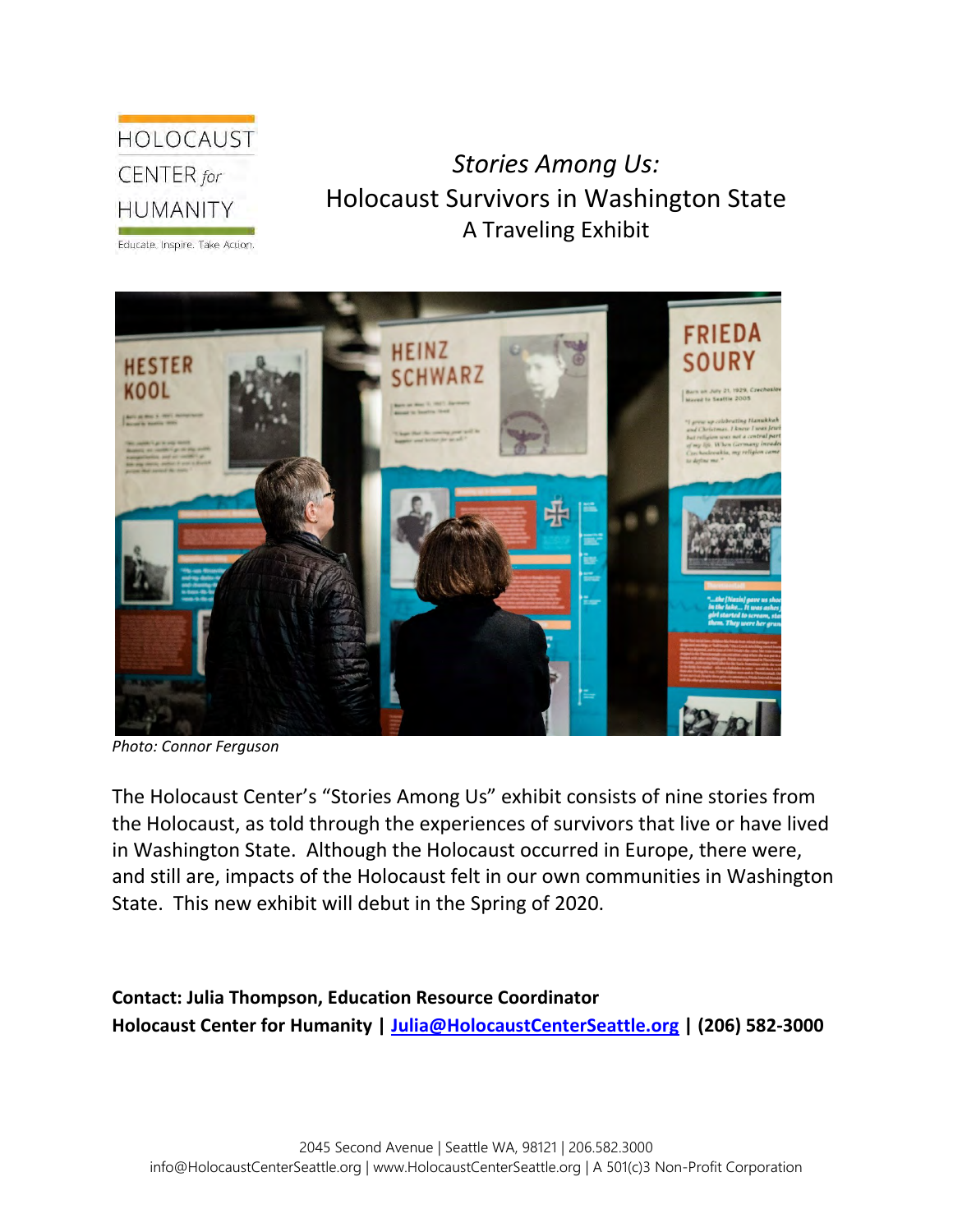HOLOCAUST CENTER *for* HUMANITY

Educate. Inspire. Take Action.

# *Stories Among Us:* Holocaust Survivors in Washington State
## A Traveling Exhibit

*Photo: Connor Ferguson*

The Holocaust Center's "Stories Among Us" exhibit consists of nine stories from the Holocaust, as told through the experiences of survivors that live or have lived in Washington State. Although the Holocaust occurred in Europe, there were, and still are, impacts of the Holocaust felt in our own communities in Washington State. This new exhibit will debut in the Spring of 2020.

**Contact: Julia Thompson, Education Resource Coordinator**
**Holocaust Center for Humanity | [Julia@HolocaustCenterSeattle.org](mailto:Julia@HolocaustCenterSeattle.org) | (206) 582-3000**

2045 Second Avenue | Seattle WA, 98121 | 206.582.3000
info@HolocaustCenterSeattle.org | www.HolocaustCenterSeattle.org | A 501(c)3 Non-Profit Corporation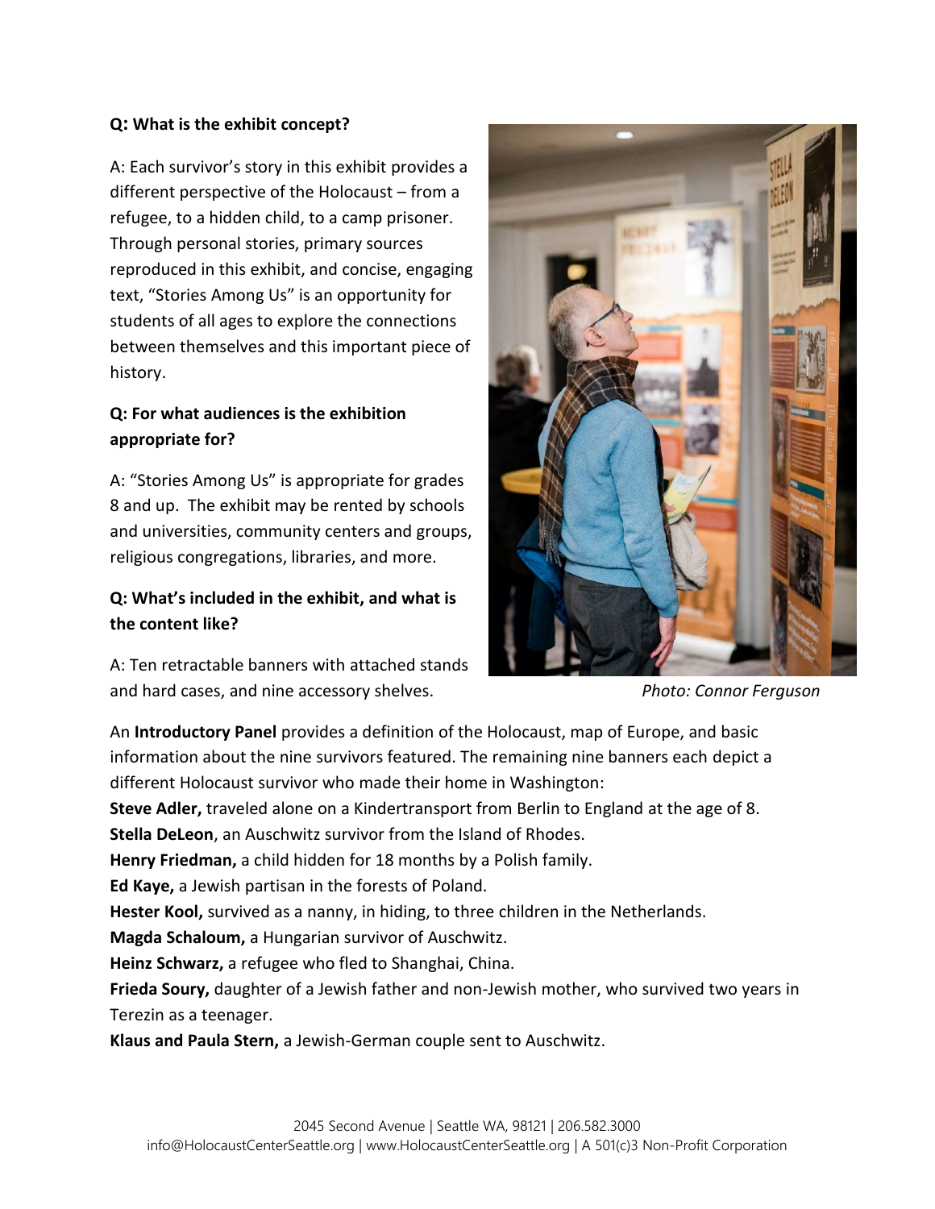**Q: What is the exhibit concept?**

A: Each survivor's story in this exhibit provides a different perspective of the Holocaust – from a refugee, to a hidden child, to a camp prisoner. Through personal stories, primary sources reproduced in this exhibit, and concise, engaging text, "Stories Among Us" is an opportunity for students of all ages to explore the connections between themselves and this important piece of history.

**Q: For what audiences is the exhibition appropriate for?**

A: "Stories Among Us" is appropriate for grades 8 and up. The exhibit may be rented by schools and universities, community centers and groups, religious congregations, libraries, and more.

**Q: What's included in the exhibit, and what is the content like?**

A: Ten retractable banners with attached stands and hard cases, and nine accessory shelves.

*Photo: Connor Ferguson*

An **Introductory Panel** provides a definition of the Holocaust, map of Europe, and basic information about the nine survivors featured. The remaining nine banners each depict a different Holocaust survivor who made their home in Washington:

**Steve Adler,** traveled alone on a Kindertransport from Berlin to England at the age of 8.
**Stella DeLeon**, an Auschwitz survivor from the Island of Rhodes.
**Henry Friedman,** a child hidden for 18 months by a Polish family.
**Ed Kaye,** a Jewish partisan in the forests of Poland.
**Hester Kool,** survived as a nanny, in hiding, to three children in the Netherlands.
**Magda Schaloum,** a Hungarian survivor of Auschwitz.
**Heinz Schwarz,** a refugee who fled to Shanghai, China.
**Frieda Soury,** daughter of a Jewish father and non-Jewish mother, who survived two years in Terezin as a teenager.
**Klaus and Paula Stern,** a Jewish-German couple sent to Auschwitz.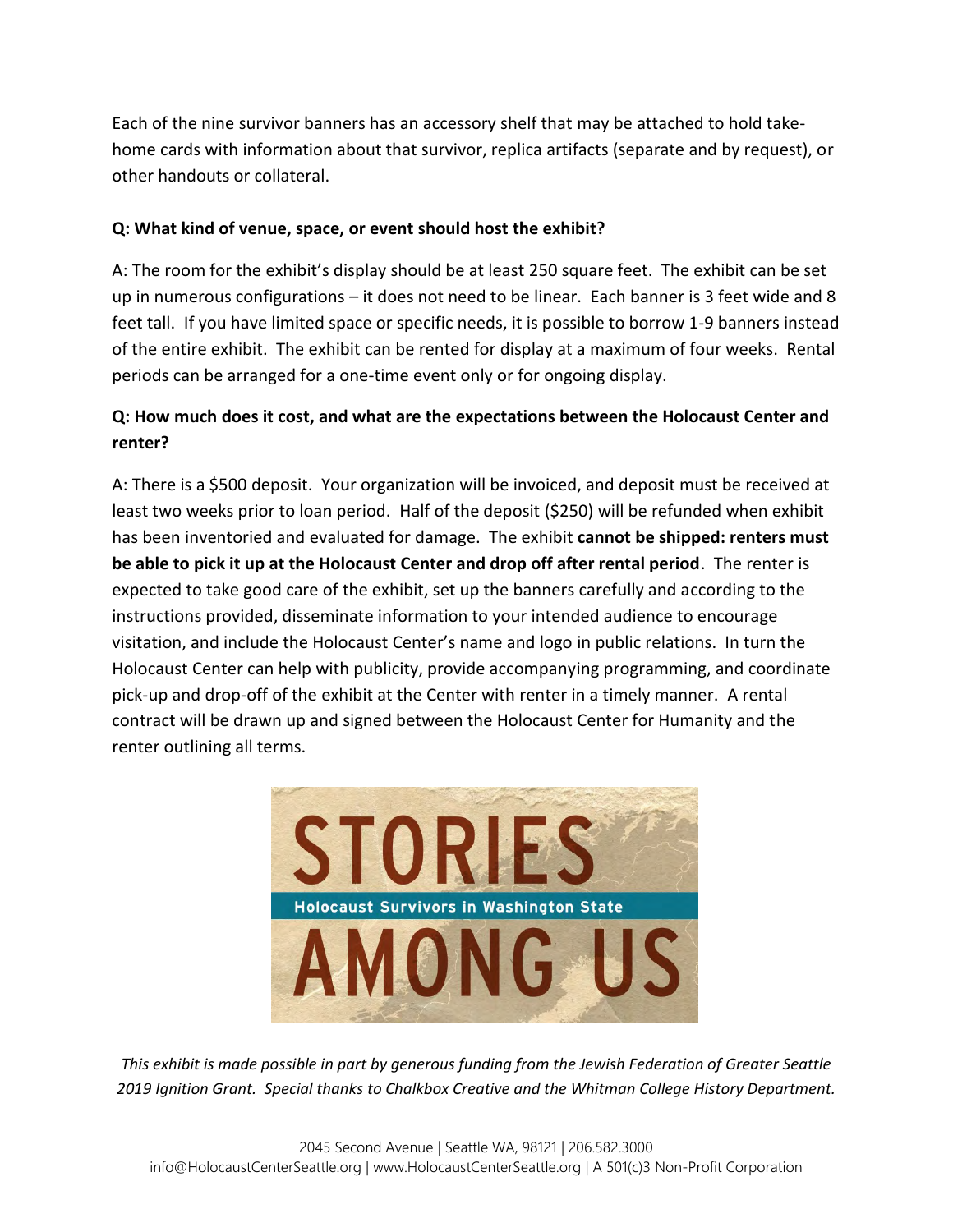Each of the nine survivor banners has an accessory shelf that may be attached to hold take-home cards with information about that survivor, replica artifacts (separate and by request), or other handouts or collateral.

**Q: What kind of venue, space, or event should host the exhibit?**

A: The room for the exhibit's display should be at least 250 square feet. The exhibit can be set up in numerous configurations – it does not need to be linear. Each banner is 3 feet wide and 8 feet tall. If you have limited space or specific needs, it is possible to borrow 1-9 banners instead of the entire exhibit. The exhibit can be rented for display at a maximum of four weeks. Rental periods can be arranged for a one-time event only or for ongoing display.

**Q: How much does it cost, and what are the expectations between the Holocaust Center and renter?**

A: There is a $500 deposit. Your organization will be invoiced, and deposit must be received at least two weeks prior to loan period. Half of the deposit ($250) will be refunded when exhibit has been inventoried and evaluated for damage. The exhibit **cannot be shipped: renters must be able to pick it up at the Holocaust Center and drop off after rental period**. The renter is expected to take good care of the exhibit, set up the banners carefully and according to the instructions provided, disseminate information to your intended audience to encourage visitation, and include the Holocaust Center's name and logo in public relations. In turn the Holocaust Center can help with publicity, provide accompanying programming, and coordinate pick-up and drop-off of the exhibit at the Center with renter in a timely manner. A rental contract will be drawn up and signed between the Holocaust Center for Humanity and the renter outlining all terms.

STORIES
Holocaust Survivors in Washington State
AMONG US

*This exhibit is made possible in part by generous funding from the Jewish Federation of Greater Seattle 2019 Ignition Grant. Special thanks to Chalkbox Creative and the Whitman College History Department.*